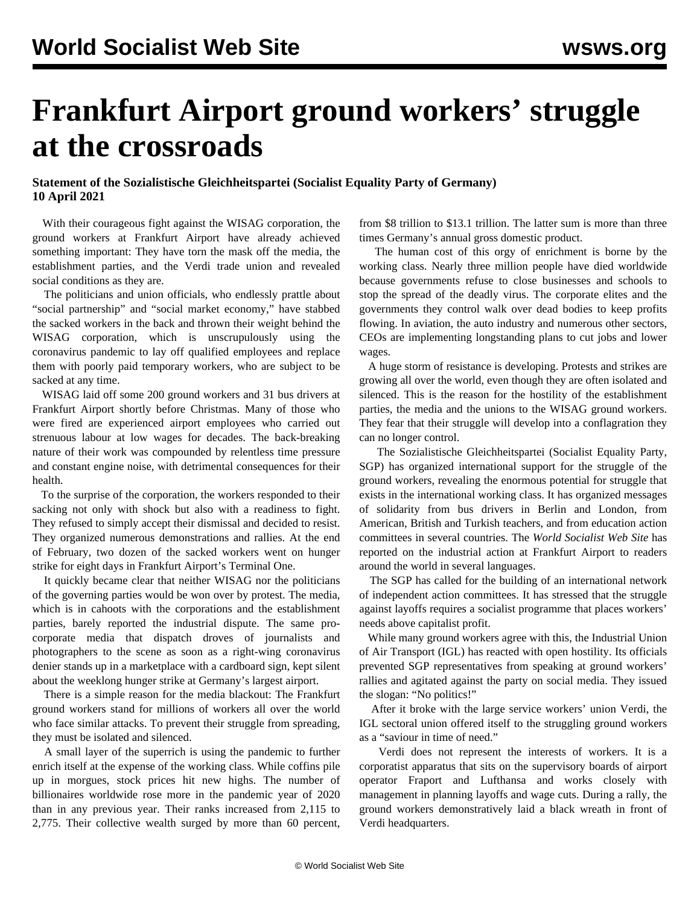# Frankfurt Airport ground workers' struggle at the crossroads

**Statement of the Sozialistische Gleichheitspartei (Socialist Equality Party of Germany)**
**10 April 2021**

With their courageous fight against the WISAG corporation, the ground workers at Frankfurt Airport have already achieved something important: They have torn the mask off the media, the establishment parties, and the Verdi trade union and revealed social conditions as they are.

The politicians and union officials, who endlessly prattle about "social partnership" and "social market economy," have stabbed the sacked workers in the back and thrown their weight behind the WISAG corporation, which is unscrupulously using the coronavirus pandemic to lay off qualified employees and replace them with poorly paid temporary workers, who are subject to be sacked at any time.

WISAG laid off some 200 ground workers and 31 bus drivers at Frankfurt Airport shortly before Christmas. Many of those who were fired are experienced airport employees who carried out strenuous labour at low wages for decades. The back-breaking nature of their work was compounded by relentless time pressure and constant engine noise, with detrimental consequences for their health.

To the surprise of the corporation, the workers responded to their sacking not only with shock but also with a readiness to fight. They refused to simply accept their dismissal and decided to resist. They organized numerous demonstrations and rallies. At the end of February, two dozen of the sacked workers went on hunger strike for eight days in Frankfurt Airport's Terminal One.

It quickly became clear that neither WISAG nor the politicians of the governing parties would be won over by protest. The media, which is in cahoots with the corporations and the establishment parties, barely reported the industrial dispute. The same pro-corporate media that dispatch droves of journalists and photographers to the scene as soon as a right-wing coronavirus denier stands up in a marketplace with a cardboard sign, kept silent about the weeklong hunger strike at Germany's largest airport.

There is a simple reason for the media blackout: The Frankfurt ground workers stand for millions of workers all over the world who face similar attacks. To prevent their struggle from spreading, they must be isolated and silenced.

A small layer of the superrich is using the pandemic to further enrich itself at the expense of the working class. While coffins pile up in morgues, stock prices hit new highs. The number of billionaires worldwide rose more in the pandemic year of 2020 than in any previous year. Their ranks increased from 2,115 to 2,775. Their collective wealth surged by more than 60 percent, from $8 trillion to $13.1 trillion. The latter sum is more than three times Germany's annual gross domestic product.

The human cost of this orgy of enrichment is borne by the working class. Nearly three million people have died worldwide because governments refuse to close businesses and schools to stop the spread of the deadly virus. The corporate elites and the governments they control walk over dead bodies to keep profits flowing. In aviation, the auto industry and numerous other sectors, CEOs are implementing longstanding plans to cut jobs and lower wages.

A huge storm of resistance is developing. Protests and strikes are growing all over the world, even though they are often isolated and silenced. This is the reason for the hostility of the establishment parties, the media and the unions to the WISAG ground workers. They fear that their struggle will develop into a conflagration they can no longer control.

The Sozialistische Gleichheitspartei (Socialist Equality Party, SGP) has organized international support for the struggle of the ground workers, revealing the enormous potential for struggle that exists in the international working class. It has organized messages of solidarity from bus drivers in Berlin and London, from American, British and Turkish teachers, and from education action committees in several countries. The *World Socialist Web Site* has reported on the industrial action at Frankfurt Airport to readers around the world in several languages.

The SGP has called for the building of an international network of independent action committees. It has stressed that the struggle against layoffs requires a socialist programme that places workers' needs above capitalist profit.

While many ground workers agree with this, the Industrial Union of Air Transport (IGL) has reacted with open hostility. Its officials prevented SGP representatives from speaking at ground workers' rallies and agitated against the party on social media. They issued the slogan: "No politics!"

After it broke with the large service workers' union Verdi, the IGL sectoral union offered itself to the struggling ground workers as a "saviour in time of need."

Verdi does not represent the interests of workers. It is a corporatist apparatus that sits on the supervisory boards of airport operator Fraport and Lufthansa and works closely with management in planning layoffs and wage cuts. During a rally, the ground workers demonstratively laid a black wreath in front of Verdi headquarters.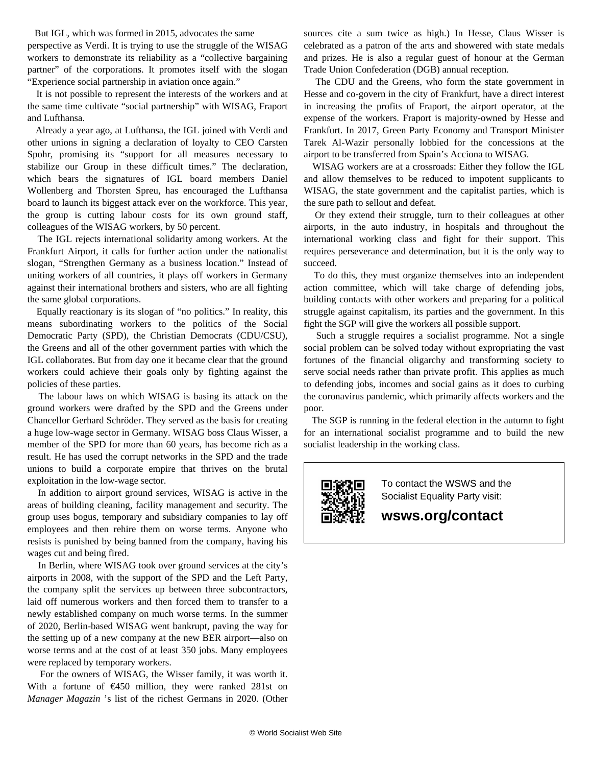But IGL, which was formed in 2015, advocates the same perspective as Verdi. It is trying to use the struggle of the WISAG workers to demonstrate its reliability as a "collective bargaining partner" of the corporations. It promotes itself with the slogan "Experience social partnership in aviation once again."

It is not possible to represent the interests of the workers and at the same time cultivate "social partnership" with WISAG, Fraport and Lufthansa.

Already a year ago, at Lufthansa, the IGL joined with Verdi and other unions in signing a declaration of loyalty to CEO Carsten Spohr, promising its "support for all measures necessary to stabilize our Group in these difficult times." The declaration, which bears the signatures of IGL board members Daniel Wollenberg and Thorsten Spreu, has encouraged the Lufthansa board to launch its biggest attack ever on the workforce. This year, the group is cutting labour costs for its own ground staff, colleagues of the WISAG workers, by 50 percent.

The IGL rejects international solidarity among workers. At the Frankfurt Airport, it calls for further action under the nationalist slogan, "Strengthen Germany as a business location." Instead of uniting workers of all countries, it plays off workers in Germany against their international brothers and sisters, who are all fighting the same global corporations.

Equally reactionary is its slogan of "no politics." In reality, this means subordinating workers to the politics of the Social Democratic Party (SPD), the Christian Democrats (CDU/CSU), the Greens and all of the other government parties with which the IGL collaborates. But from day one it became clear that the ground workers could achieve their goals only by fighting against the policies of these parties.

The labour laws on which WISAG is basing its attack on the ground workers were drafted by the SPD and the Greens under Chancellor Gerhard Schröder. They served as the basis for creating a huge low-wage sector in Germany. WISAG boss Claus Wisser, a member of the SPD for more than 60 years, has become rich as a result. He has used the corrupt networks in the SPD and the trade unions to build a corporate empire that thrives on the brutal exploitation in the low-wage sector.

In addition to airport ground services, WISAG is active in the areas of building cleaning, facility management and security. The group uses bogus, temporary and subsidiary companies to lay off employees and then rehire them on worse terms. Anyone who resists is punished by being banned from the company, having his wages cut and being fired.

In Berlin, where WISAG took over ground services at the city's airports in 2008, with the support of the SPD and the Left Party, the company split the services up between three subcontractors, laid off numerous workers and then forced them to transfer to a newly established company on much worse terms. In the summer of 2020, Berlin-based WISAG went bankrupt, paving the way for the setting up of a new company at the new BER airport—also on worse terms and at the cost of at least 350 jobs. Many employees were replaced by temporary workers.

For the owners of WISAG, the Wisser family, it was worth it. With a fortune of €450 million, they were ranked 281st on *Manager Magazin* 's list of the richest Germans in 2020. (Other sources cite a sum twice as high.) In Hesse, Claus Wisser is celebrated as a patron of the arts and showered with state medals and prizes. He is also a regular guest of honour at the German Trade Union Confederation (DGB) annual reception.

The CDU and the Greens, who form the state government in Hesse and co-govern in the city of Frankfurt, have a direct interest in increasing the profits of Fraport, the airport operator, at the expense of the workers. Fraport is majority-owned by Hesse and Frankfurt. In 2017, Green Party Economy and Transport Minister Tarek Al-Wazir personally lobbied for the concessions at the airport to be transferred from Spain's Acciona to WISAG.

WISAG workers are at a crossroads: Either they follow the IGL and allow themselves to be reduced to impotent supplicants to WISAG, the state government and the capitalist parties, which is the sure path to sellout and defeat.

Or they extend their struggle, turn to their colleagues at other airports, in the auto industry, in hospitals and throughout the international working class and fight for their support. This requires perseverance and determination, but it is the only way to succeed.

To do this, they must organize themselves into an independent action committee, which will take charge of defending jobs, building contacts with other workers and preparing for a political struggle against capitalism, its parties and the government. In this fight the SGP will give the workers all possible support.

Such a struggle requires a socialist programme. Not a single social problem can be solved today without expropriating the vast fortunes of the financial oligarchy and transforming society to serve social needs rather than private profit. This applies as much to defending jobs, incomes and social gains as it does to curbing the coronavirus pandemic, which primarily affects workers and the poor.

The SGP is running in the federal election in the autumn to fight for an international socialist programme and to build the new socialist leadership in the working class.

To contact the WSWS and the Socialist Equality Party visit:

**wsws.org/contact**